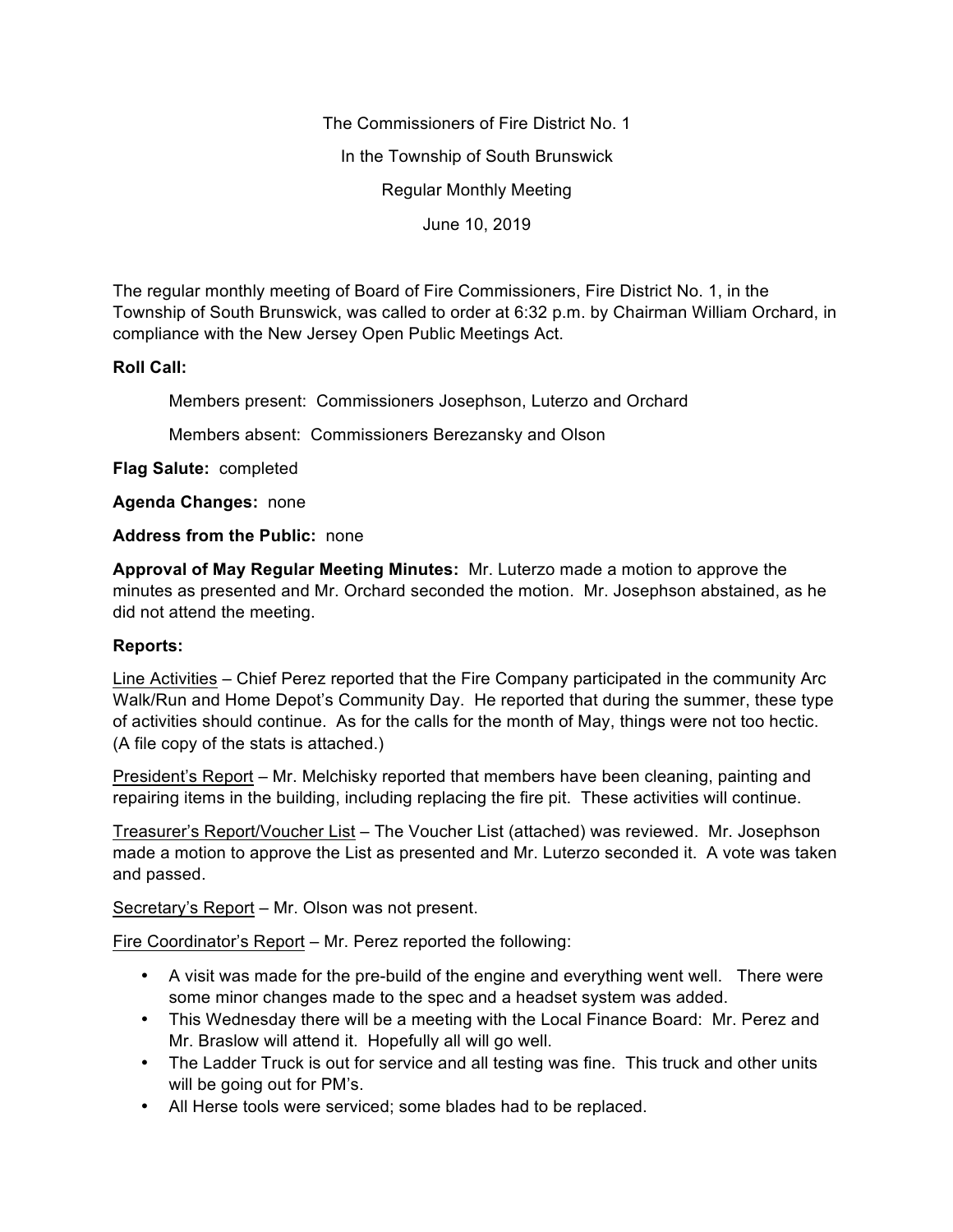The Commissioners of Fire District No. 1

In the Township of South Brunswick

Regular Monthly Meeting

June 10, 2019

The regular monthly meeting of Board of Fire Commissioners, Fire District No. 1, in the Township of South Brunswick, was called to order at 6:32 p.m. by Chairman William Orchard, in compliance with the New Jersey Open Public Meetings Act.

**Roll Call:**

Members present: Commissioners Josephson, Luterzo and Orchard

Members absent: Commissioners Berezansky and Olson

**Flag Salute:** completed

**Agenda Changes:** none

**Address from the Public:** none

**Approval of May Regular Meeting Minutes:** Mr. Luterzo made a motion to approve the minutes as presented and Mr. Orchard seconded the motion. Mr. Josephson abstained, as he did not attend the meeting.

**Reports:**

Line Activities – Chief Perez reported that the Fire Company participated in the community Arc Walk/Run and Home Depot's Community Day. He reported that during the summer, these type of activities should continue. As for the calls for the month of May, things were not too hectic. (A file copy of the stats is attached.)

President's Report – Mr. Melchisky reported that members have been cleaning, painting and repairing items in the building, including replacing the fire pit. These activities will continue.

Treasurer's Report/Voucher List – The Voucher List (attached) was reviewed. Mr. Josephson made a motion to approve the List as presented and Mr. Luterzo seconded it. A vote was taken and passed.

Secretary's Report – Mr. Olson was not present.

Fire Coordinator's Report – Mr. Perez reported the following:

- A visit was made for the pre-build of the engine and everything went well. There were some minor changes made to the spec and a headset system was added.
- This Wednesday there will be a meeting with the Local Finance Board: Mr. Perez and Mr. Braslow will attend it. Hopefully all will go well.
- The Ladder Truck is out for service and all testing was fine. This truck and other units will be going out for PM's.
- All Herse tools were serviced; some blades had to be replaced.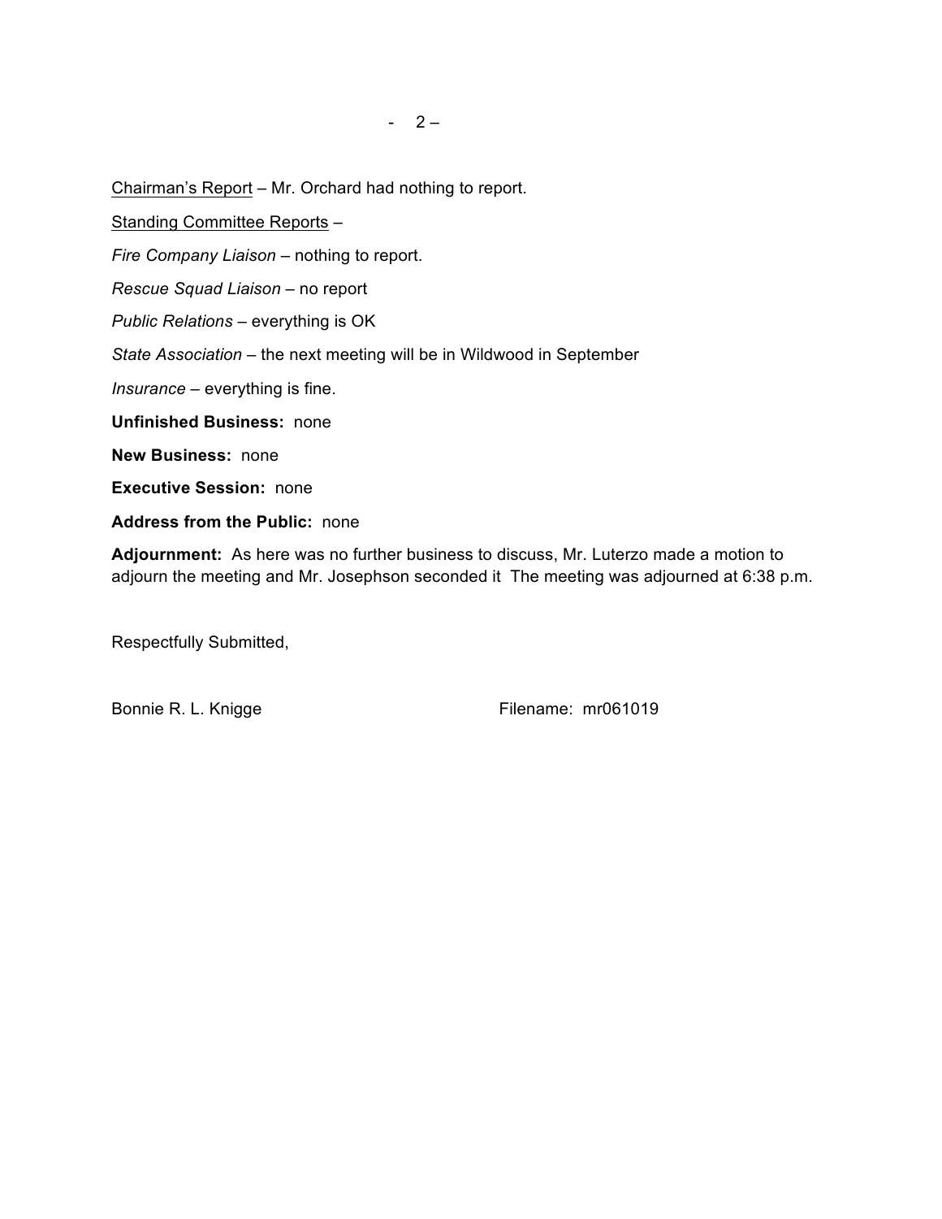<u>Chairman's Report</u> – Mr. Orchard had nothing to report.

<u>Standing Committee Reports</u> –

*Fire Company Liaison* – nothing to report.

*Rescue Squad Liaison* – no report

*Public Relations* – everything is OK

*State Association* – the next meeting will be in Wildwood in September

*Insurance* – everything is fine.

**Unfinished Business:** none

**New Business:** none

**Executive Session:** none

**Address from the Public:** none

**Adjournment:** As here was no further business to discuss, Mr. Luterzo made a motion to adjourn the meeting and Mr. Josephson seconded it The meeting was adjourned at 6:38 p.m.

Respectfully Submitted,

Bonnie R. L. Knigge                                        Filename: mr061019